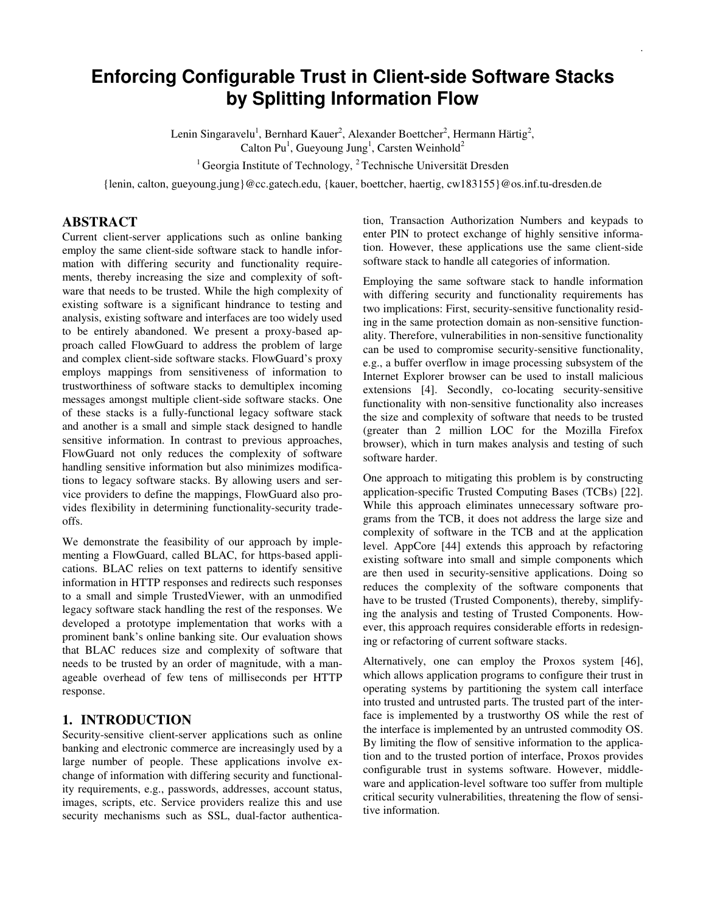# Enforcing Configurable Trust in Client-side Software Stacks by Splitting Information Flow

Lenin Singaravelu[1], Bernhard Kauer[2], Alexander Boettcher[2], Hermann Härtig[2], Calton Pu[1], Gueyoung Jung[1], Carsten Weinhold[2]

[1] Georgia Institute of Technology, [2] Technische Universität Dresden

{lenin, calton, gueyoung.jung}@cc.gatech.edu, {kauer, boettcher, haertig, cw183155}@os.inf.tu-dresden.de

## ABSTRACT

Current client-server applications such as online banking employ the same client-side software stack to handle information with differing security and functionality requirements, thereby increasing the size and complexity of software that needs to be trusted. While the high complexity of existing software is a significant hindrance to testing and analysis, existing software and interfaces are too widely used to be entirely abandoned. We present a proxy-based approach called FlowGuard to address the problem of large and complex client-side software stacks. FlowGuard's proxy employs mappings from sensitiveness of information to trustworthiness of software stacks to demultiplex incoming messages amongst multiple client-side software stacks. One of these stacks is a fully-functional legacy software stack and another is a small and simple stack designed to handle sensitive information. In contrast to previous approaches, FlowGuard not only reduces the complexity of software handling sensitive information but also minimizes modifications to legacy software stacks. By allowing users and service providers to define the mappings, FlowGuard also provides flexibility in determining functionality-security trade-offs.

We demonstrate the feasibility of our approach by implementing a FlowGuard, called BLAC, for https-based applications. BLAC relies on text patterns to identify sensitive information in HTTP responses and redirects such responses to a small and simple TrustedViewer, with an unmodified legacy software stack handling the rest of the responses. We developed a prototype implementation that works with a prominent bank's online banking site. Our evaluation shows that BLAC reduces size and complexity of software that needs to be trusted by an order of magnitude, with a manageable overhead of few tens of milliseconds per HTTP response.

## 1. INTRODUCTION

Security-sensitive client-server applications such as online banking and electronic commerce are increasingly used by a large number of people. These applications involve exchange of information with differing security and functionality requirements, e.g., passwords, addresses, account status, images, scripts, etc. Service providers realize this and use security mechanisms such as SSL, dual-factor authentication, Transaction Authorization Numbers and keypads to enter PIN to protect exchange of highly sensitive information. However, these applications use the same client-side software stack to handle all categories of information.

Employing the same software stack to handle information with differing security and functionality requirements has two implications: First, security-sensitive functionality residing in the same protection domain as non-sensitive functionality. Therefore, vulnerabilities in non-sensitive functionality can be used to compromise security-sensitive functionality, e.g., a buffer overflow in image processing subsystem of the Internet Explorer browser can be used to install malicious extensions [4]. Secondly, co-locating security-sensitive functionality with non-sensitive functionality also increases the size and complexity of software that needs to be trusted (greater than 2 million LOC for the Mozilla Firefox browser), which in turn makes analysis and testing of such software harder.

One approach to mitigating this problem is by constructing application-specific Trusted Computing Bases (TCBs) [22]. While this approach eliminates unnecessary software programs from the TCB, it does not address the large size and complexity of software in the TCB and at the application level. AppCore [44] extends this approach by refactoring existing software into small and simple components which are then used in security-sensitive applications. Doing so reduces the complexity of the software components that have to be trusted (Trusted Components), thereby, simplifying the analysis and testing of Trusted Components. However, this approach requires considerable efforts in redesigning or refactoring of current software stacks.

Alternatively, one can employ the Proxos system [46], which allows application programs to configure their trust in operating systems by partitioning the system call interface into trusted and untrusted parts. The trusted part of the interface is implemented by a trustworthy OS while the rest of the interface is implemented by an untrusted commodity OS. By limiting the flow of sensitive information to the application and to the trusted portion of interface, Proxos provides configurable trust in systems software. However, middleware and application-level software too suffer from multiple critical security vulnerabilities, threatening the flow of sensitive information.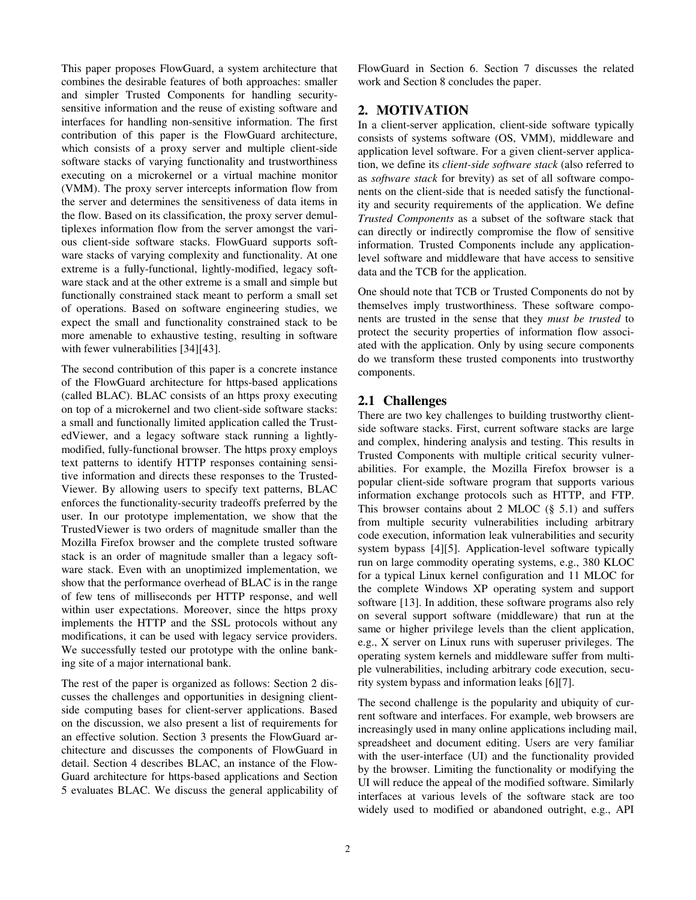This paper proposes FlowGuard, a system architecture that combines the desirable features of both approaches: smaller and simpler Trusted Components for handling security-sensitive information and the reuse of existing software and interfaces for handling non-sensitive information. The first contribution of this paper is the FlowGuard architecture, which consists of a proxy server and multiple client-side software stacks of varying functionality and trustworthiness executing on a microkernel or a virtual machine monitor (VMM). The proxy server intercepts information flow from the server and determines the sensitiveness of data items in the flow. Based on its classification, the proxy server demultiplexes information flow from the server amongst the various client-side software stacks. FlowGuard supports software stacks of varying complexity and functionality. At one extreme is a fully-functional, lightly-modified, legacy software stack and at the other extreme is a small and simple but functionally constrained stack meant to perform a small set of operations. Based on software engineering studies, we expect the small and functionality constrained stack to be more amenable to exhaustive testing, resulting in software with fewer vulnerabilities [34][43].

The second contribution of this paper is a concrete instance of the FlowGuard architecture for https-based applications (called BLAC). BLAC consists of an https proxy executing on top of a microkernel and two client-side software stacks: a small and functionally limited application called the TrustedViewer, and a legacy software stack running a lightly-modified, fully-functional browser. The https proxy employs text patterns to identify HTTP responses containing sensitive information and directs these responses to the TrustedViewer. By allowing users to specify text patterns, BLAC enforces the functionality-security tradeoffs preferred by the user. In our prototype implementation, we show that the TrustedViewer is two orders of magnitude smaller than the Mozilla Firefox browser and the complete trusted software stack is an order of magnitude smaller than a legacy software stack. Even with an unoptimized implementation, we show that the performance overhead of BLAC is in the range of few tens of milliseconds per HTTP response, and well within user expectations. Moreover, since the https proxy implements the HTTP and the SSL protocols without any modifications, it can be used with legacy service providers. We successfully tested our prototype with the online banking site of a major international bank.

The rest of the paper is organized as follows: Section 2 discusses the challenges and opportunities in designing client-side computing bases for client-server applications. Based on the discussion, we also present a list of requirements for an effective solution. Section 3 presents the FlowGuard architecture and discusses the components of FlowGuard in detail. Section 4 describes BLAC, an instance of the FlowGuard architecture for https-based applications and Section 5 evaluates BLAC. We discuss the general applicability of FlowGuard in Section 6. Section 7 discusses the related work and Section 8 concludes the paper.

## 2. MOTIVATION

In a client-server application, client-side software typically consists of systems software (OS, VMM), middleware and application level software. For a given client-server application, we define its *client-side software stack* (also referred to as *software stack* for brevity) as set of all software components on the client-side that is needed satisfy the functionality and security requirements of the application. We define *Trusted Components* as a subset of the software stack that can directly or indirectly compromise the flow of sensitive information. Trusted Components include any application-level software and middleware that have access to sensitive data and the TCB for the application.

One should note that TCB or Trusted Components do not by themselves imply trustworthiness. These software components are trusted in the sense that they *must be trusted* to protect the security properties of information flow associated with the application. Only by using secure components do we transform these trusted components into trustworthy components.

### 2.1 Challenges

There are two key challenges to building trustworthy client-side software stacks. First, current software stacks are large and complex, hindering analysis and testing. This results in Trusted Components with multiple critical security vulnerabilities. For example, the Mozilla Firefox browser is a popular client-side software program that supports various information exchange protocols such as HTTP, and FTP. This browser contains about 2 MLOC (§ 5.1) and suffers from multiple security vulnerabilities including arbitrary code execution, information leak vulnerabilities and security system bypass [4][5]. Application-level software typically run on large commodity operating systems, e.g., 380 KLOC for a typical Linux kernel configuration and 11 MLOC for the complete Windows XP operating system and support software [13]. In addition, these software programs also rely on several support software (middleware) that run at the same or higher privilege levels than the client application, e.g., X server on Linux runs with superuser privileges. The operating system kernels and middleware suffer from multiple vulnerabilities, including arbitrary code execution, security system bypass and information leaks [6][7].

The second challenge is the popularity and ubiquity of current software and interfaces. For example, web browsers are increasingly used in many online applications including mail, spreadsheet and document editing. Users are very familiar with the user-interface (UI) and the functionality provided by the browser. Limiting the functionality or modifying the UI will reduce the appeal of the modified software. Similarly interfaces at various levels of the software stack are too widely used to modified or abandoned outright, e.g., API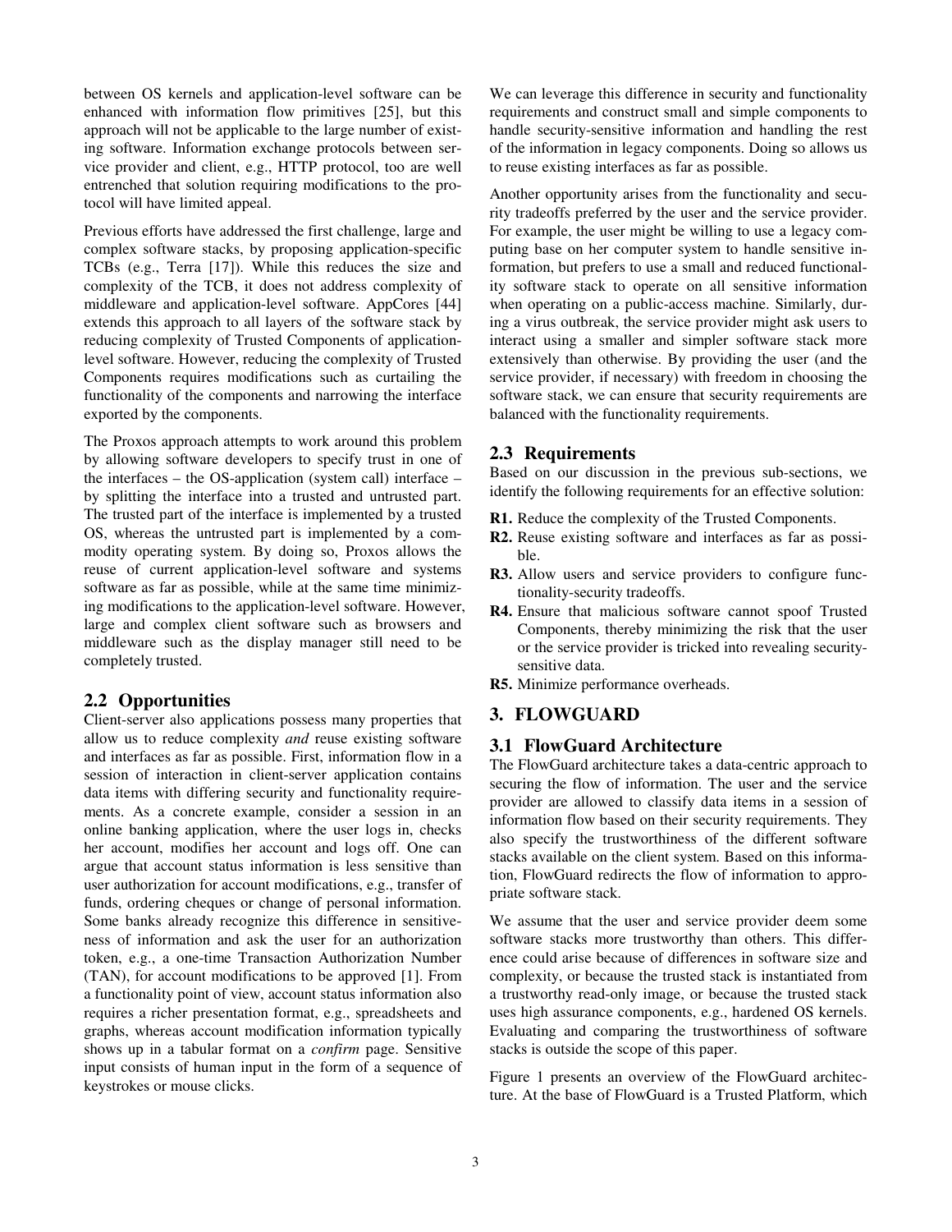between OS kernels and application-level software can be enhanced with information flow primitives [25], but this approach will not be applicable to the large number of existing software. Information exchange protocols between service provider and client, e.g., HTTP protocol, too are well entrenched that solution requiring modifications to the protocol will have limited appeal.

Previous efforts have addressed the first challenge, large and complex software stacks, by proposing application-specific TCBs (e.g., Terra [17]). While this reduces the size and complexity of the TCB, it does not address complexity of middleware and application-level software. AppCores [44] extends this approach to all layers of the software stack by reducing complexity of Trusted Components of application-level software. However, reducing the complexity of Trusted Components requires modifications such as curtailing the functionality of the components and narrowing the interface exported by the components.

The Proxos approach attempts to work around this problem by allowing software developers to specify trust in one of the interfaces – the OS-application (system call) interface – by splitting the interface into a trusted and untrusted part. The trusted part of the interface is implemented by a trusted OS, whereas the untrusted part is implemented by a commodity operating system. By doing so, Proxos allows the reuse of current application-level software and systems software as far as possible, while at the same time minimizing modifications to the application-level software. However, large and complex client software such as browsers and middleware such as the display manager still need to be completely trusted.

## 2.2 Opportunities

Client-server also applications possess many properties that allow us to reduce complexity *and* reuse existing software and interfaces as far as possible. First, information flow in a session of interaction in client-server application contains data items with differing security and functionality requirements. As a concrete example, consider a session in an online banking application, where the user logs in, checks her account, modifies her account and logs off. One can argue that account status information is less sensitive than user authorization for account modifications, e.g., transfer of funds, ordering cheques or change of personal information. Some banks already recognize this difference in sensitiveness of information and ask the user for an authorization token, e.g., a one-time Transaction Authorization Number (TAN), for account modifications to be approved [1]. From a functionality point of view, account status information also requires a richer presentation format, e.g., spreadsheets and graphs, whereas account modification information typically shows up in a tabular format on a *confirm* page. Sensitive input consists of human input in the form of a sequence of keystrokes or mouse clicks.

We can leverage this difference in security and functionality requirements and construct small and simple components to handle security-sensitive information and handling the rest of the information in legacy components. Doing so allows us to reuse existing interfaces as far as possible.

Another opportunity arises from the functionality and security tradeoffs preferred by the user and the service provider. For example, the user might be willing to use a legacy computing base on her computer system to handle sensitive information, but prefers to use a small and reduced functionality software stack to operate on all sensitive information when operating on a public-access machine. Similarly, during a virus outbreak, the service provider might ask users to interact using a smaller and simpler software stack more extensively than otherwise. By providing the user (and the service provider, if necessary) with freedom in choosing the software stack, we can ensure that security requirements are balanced with the functionality requirements.

## 2.3 Requirements

Based on our discussion in the previous sub-sections, we identify the following requirements for an effective solution:

- **R1.** Reduce the complexity of the Trusted Components.
- **R2.** Reuse existing software and interfaces as far as possible.
- **R3.** Allow users and service providers to configure functionality-security tradeoffs.
- **R4.** Ensure that malicious software cannot spoof Trusted Components, thereby minimizing the risk that the user or the service provider is tricked into revealing security-sensitive data.
- **R5.** Minimize performance overheads.

# 3. FLOWGUARD

## 3.1 FlowGuard Architecture

The FlowGuard architecture takes a data-centric approach to securing the flow of information. The user and the service provider are allowed to classify data items in a session of information flow based on their security requirements. They also specify the trustworthiness of the different software stacks available on the client system. Based on this information, FlowGuard redirects the flow of information to appropriate software stack.

We assume that the user and service provider deem some software stacks more trustworthy than others. This difference could arise because of differences in software size and complexity, or because the trusted stack is instantiated from a trustworthy read-only image, or because the trusted stack uses high assurance components, e.g., hardened OS kernels. Evaluating and comparing the trustworthiness of software stacks is outside the scope of this paper.

Figure 1 presents an overview of the FlowGuard architecture. At the base of FlowGuard is a Trusted Platform, which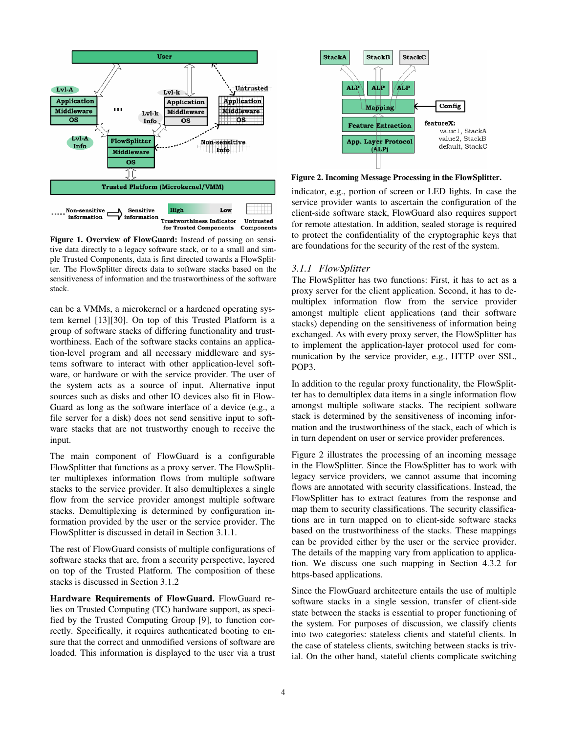**Figure 1. Overview of FlowGuard:** Instead of passing on sensitive data directly to a legacy software stack, or to a small and simple Trusted Components, data is first directed towards a FlowSplitter. The FlowSplitter directs data to software stacks based on the sensitiveness of information and the trustworthiness of the software stack.

can be a VMMs, a microkernel or a hardened operating system kernel [13][30]. On top of this Trusted Platform is a group of software stacks of differing functionality and trustworthiness. Each of the software stacks contains an application-level program and all necessary middleware and systems software to interact with other application-level software, or hardware or with the service provider. The user of the system acts as a source of input. Alternative input sources such as disks and other IO devices also fit in FlowGuard as long as the software interface of a device (e.g., a file server for a disk) does not send sensitive input to software stacks that are not trustworthy enough to receive the input.

The main component of FlowGuard is a configurable FlowSplitter that functions as a proxy server. The FlowSplitter multiplexes information flows from multiple software stacks to the service provider. It also demultiplexes a single flow from the service provider amongst multiple software stacks. Demultiplexing is determined by configuration information provided by the user or the service provider. The FlowSplitter is discussed in detail in Section 3.1.1.

The rest of FlowGuard consists of multiple configurations of software stacks that are, from a security perspective, layered on top of the Trusted Platform. The composition of these stacks is discussed in Section 3.1.2

**Hardware Requirements of FlowGuard.** FlowGuard relies on Trusted Computing (TC) hardware support, as specified by the Trusted Computing Group [9], to function correctly. Specifically, it requires authenticated booting to ensure that the correct and unmodified versions of software are loaded. This information is displayed to the user via a trust indicator, e.g., portion of screen or LED lights. In case the service provider wants to ascertain the configuration of the client-side software stack, FlowGuard also requires support for remote attestation. In addition, sealed storage is required to protect the confidentiality of the cryptographic keys that are foundations for the security of the rest of the system.

**Figure 2. Incoming Message Processing in the FlowSplitter.**

### *3.1.1 FlowSplitter*

The FlowSplitter has two functions: First, it has to act as a proxy server for the client application. Second, it has to demultiplex information flow from the service provider amongst multiple client applications (and their software stacks) depending on the sensitiveness of information being exchanged. As with every proxy server, the FlowSplitter has to implement the application-layer protocol used for communication by the service provider, e.g., HTTP over SSL, POP3.

In addition to the regular proxy functionality, the FlowSplitter has to demultiplex data items in a single information flow amongst multiple software stacks. The recipient software stack is determined by the sensitiveness of incoming information and the trustworthiness of the stack, each of which is in turn dependent on user or service provider preferences.

Figure 2 illustrates the processing of an incoming message in the FlowSplitter. Since the FlowSplitter has to work with legacy service providers, we cannot assume that incoming flows are annotated with security classifications. Instead, the FlowSplitter has to extract features from the response and map them to security classifications. The security classifications are in turn mapped on to client-side software stacks based on the trustworthiness of the stacks. These mappings can be provided either by the user or the service provider. The details of the mapping vary from application to application. We discuss one such mapping in Section 4.3.2 for https-based applications.

Since the FlowGuard architecture entails the use of multiple software stacks in a single session, transfer of client-side state between the stacks is essential to proper functioning of the system. For purposes of discussion, we classify clients into two categories: stateless clients and stateful clients. In the case of stateless clients, switching between stacks is trivial. On the other hand, stateful clients complicate switching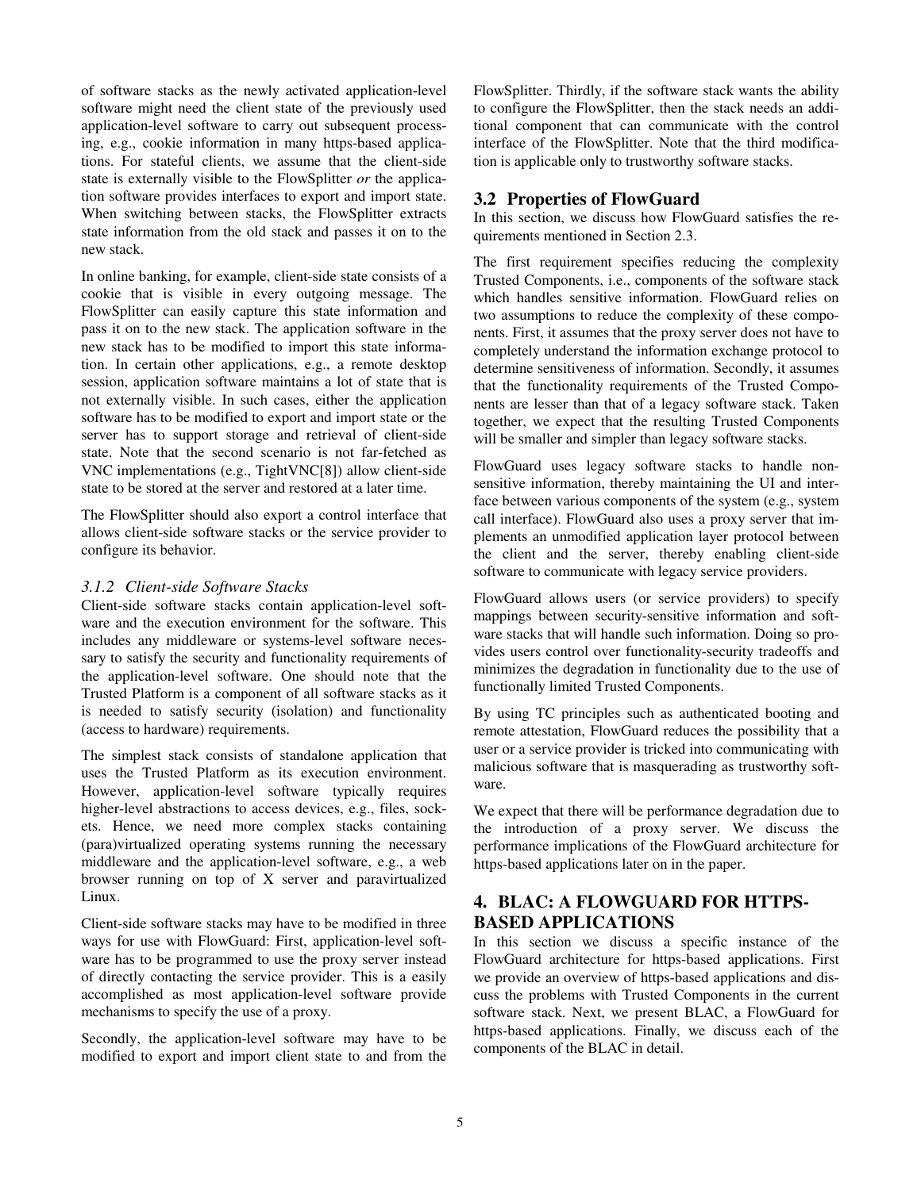of software stacks as the newly activated application-level software might need the client state of the previously used application-level software to carry out subsequent processing, e.g., cookie information in many https-based applications. For stateful clients, we assume that the client-side state is externally visible to the FlowSplitter *or* the application software provides interfaces to export and import state. When switching between stacks, the FlowSplitter extracts state information from the old stack and passes it on to the new stack.

In online banking, for example, client-side state consists of a cookie that is visible in every outgoing message. The FlowSplitter can easily capture this state information and pass it on to the new stack. The application software in the new stack has to be modified to import this state information. In certain other applications, e.g., a remote desktop session, application software maintains a lot of state that is not externally visible. In such cases, either the application software has to be modified to export and import state or the server has to support storage and retrieval of client-side state. Note that the second scenario is not far-fetched as VNC implementations (e.g., TightVNC[8]) allow client-side state to be stored at the server and restored at a later time.

The FlowSplitter should also export a control interface that allows client-side software stacks or the service provider to configure its behavior.

### *3.1.2 Client-side Software Stacks*

Client-side software stacks contain application-level software and the execution environment for the software. This includes any middleware or systems-level software necessary to satisfy the security and functionality requirements of the application-level software. One should note that the Trusted Platform is a component of all software stacks as it is needed to satisfy security (isolation) and functionality (access to hardware) requirements.

The simplest stack consists of standalone application that uses the Trusted Platform as its execution environment. However, application-level software typically requires higher-level abstractions to access devices, e.g., files, sockets. Hence, we need more complex stacks containing (para)virtualized operating systems running the necessary middleware and the application-level software, e.g., a web browser running on top of X server and paravirtualized Linux.

Client-side software stacks may have to be modified in three ways for use with FlowGuard: First, application-level software has to be programmed to use the proxy server instead of directly contacting the service provider. This is a easily accomplished as most application-level software provide mechanisms to specify the use of a proxy.

Secondly, the application-level software may have to be modified to export and import client state to and from the FlowSplitter. Thirdly, if the software stack wants the ability to configure the FlowSplitter, then the stack needs an additional component that can communicate with the control interface of the FlowSplitter. Note that the third modification is applicable only to trustworthy software stacks.

## 3.2 Properties of FlowGuard

In this section, we discuss how FlowGuard satisfies the requirements mentioned in Section 2.3.

The first requirement specifies reducing the complexity Trusted Components, i.e., components of the software stack which handles sensitive information. FlowGuard relies on two assumptions to reduce the complexity of these components. First, it assumes that the proxy server does not have to completely understand the information exchange protocol to determine sensitiveness of information. Secondly, it assumes that the functionality requirements of the Trusted Components are lesser than that of a legacy software stack. Taken together, we expect that the resulting Trusted Components will be smaller and simpler than legacy software stacks.

FlowGuard uses legacy software stacks to handle non-sensitive information, thereby maintaining the UI and interface between various components of the system (e.g., system call interface). FlowGuard also uses a proxy server that implements an unmodified application layer protocol between the client and the server, thereby enabling client-side software to communicate with legacy service providers.

FlowGuard allows users (or service providers) to specify mappings between security-sensitive information and software stacks that will handle such information. Doing so provides users control over functionality-security tradeoffs and minimizes the degradation in functionality due to the use of functionally limited Trusted Components.

By using TC principles such as authenticated booting and remote attestation, FlowGuard reduces the possibility that a user or a service provider is tricked into communicating with malicious software that is masquerading as trustworthy software.

We expect that there will be performance degradation due to the introduction of a proxy server. We discuss the performance implications of the FlowGuard architecture for https-based applications later on in the paper.

# 4. BLAC: A FLOWGUARD FOR HTTPS-BASED APPLICATIONS

In this section we discuss a specific instance of the FlowGuard architecture for https-based applications. First we provide an overview of https-based applications and discuss the problems with Trusted Components in the current software stack. Next, we present BLAC, a FlowGuard for https-based applications. Finally, we discuss each of the components of the BLAC in detail.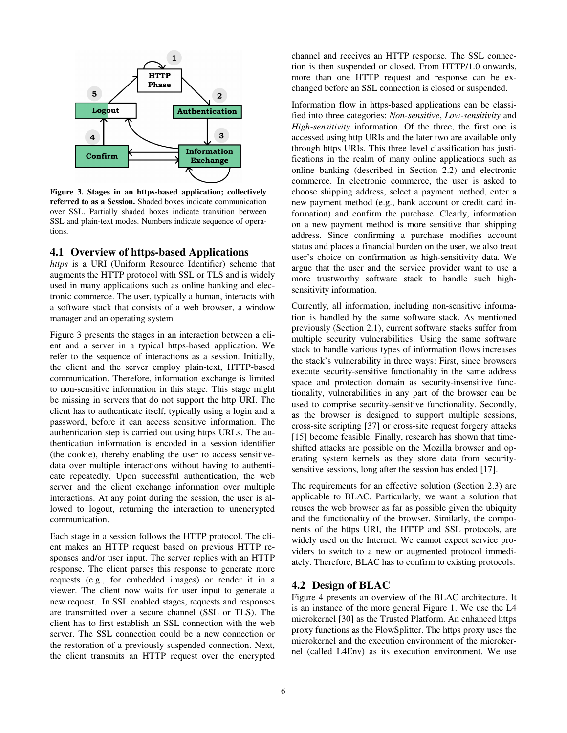**Figure 3. Stages in an https-based application; collectively referred to as a Session.** Shaded boxes indicate communication over SSL. Partially shaded boxes indicate transition between SSL and plain-text modes. Numbers indicate sequence of operations.

## 4.1 Overview of https-based Applications

*https* is a URI (Uniform Resource Identifier) scheme that augments the HTTP protocol with SSL or TLS and is widely used in many applications such as online banking and electronic commerce. The user, typically a human, interacts with a software stack that consists of a web browser, a window manager and an operating system.

Figure 3 presents the stages in an interaction between a client and a server in a typical https-based application. We refer to the sequence of interactions as a session. Initially, the client and the server employ plain-text, HTTP-based communication. Therefore, information exchange is limited to non-sensitive information in this stage. This stage might be missing in servers that do not support the http URI. The client has to authenticate itself, typically using a login and a password, before it can access sensitive information. The authentication step is carried out using https URLs. The authentication information is encoded in a session identifier (the cookie), thereby enabling the user to access sensitive-data over multiple interactions without having to authenticate repeatedly. Upon successful authentication, the web server and the client exchange information over multiple interactions. At any point during the session, the user is allowed to logout, returning the interaction to unencrypted communication.

Each stage in a session follows the HTTP protocol. The client makes an HTTP request based on previous HTTP responses and/or user input. The server replies with an HTTP response. The client parses this response to generate more requests (e.g., for embedded images) or render it in a viewer. The client now waits for user input to generate a new request. In SSL enabled stages, requests and responses are transmitted over a secure channel (SSL or TLS). The client has to first establish an SSL connection with the web server. The SSL connection could be a new connection or the restoration of a previously suspended connection. Next, the client transmits an HTTP request over the encrypted channel and receives an HTTP response. The SSL connection is then suspended or closed. From HTTP/1.0 onwards, more than one HTTP request and response can be exchanged before an SSL connection is closed or suspended.

Information flow in https-based applications can be classified into three categories: *Non-sensitive*, *Low-sensitivity* and *High-sensitivity* information. Of the three, the first one is accessed using http URIs and the later two are available only through https URIs. This three level classification has justifications in the realm of many online applications such as online banking (described in Section 2.2) and electronic commerce. In electronic commerce, the user is asked to choose shipping address, select a payment method, enter a new payment method (e.g., bank account or credit card information) and confirm the purchase. Clearly, information on a new payment method is more sensitive than shipping address. Since confirming a purchase modifies account status and places a financial burden on the user, we also treat user's choice on confirmation as high-sensitivity data. We argue that the user and the service provider want to use a more trustworthy software stack to handle such high-sensitivity information.

Currently, all information, including non-sensitive information is handled by the same software stack. As mentioned previously (Section 2.1), current software stacks suffer from multiple security vulnerabilities. Using the same software stack to handle various types of information flows increases the stack's vulnerability in three ways: First, since browsers execute security-sensitive functionality in the same address space and protection domain as security-insensitive functionality, vulnerabilities in any part of the browser can be used to comprise security-sensitive functionality. Secondly, as the browser is designed to support multiple sessions, cross-site scripting [37] or cross-site request forgery attacks [15] become feasible. Finally, research has shown that time-shifted attacks are possible on the Mozilla browser and operating system kernels as they store data from security-sensitive sessions, long after the session has ended [17].

The requirements for an effective solution (Section 2.3) are applicable to BLAC. Particularly, we want a solution that reuses the web browser as far as possible given the ubiquity and the functionality of the browser. Similarly, the components of the https URI, the HTTP and SSL protocols, are widely used on the Internet. We cannot expect service providers to switch to a new or augmented protocol immediately. Therefore, BLAC has to confirm to existing protocols.

## 4.2 Design of BLAC

Figure 4 presents an overview of the BLAC architecture. It is an instance of the more general Figure 1. We use the L4 microkernel [30] as the Trusted Platform. An enhanced https proxy functions as the FlowSplitter. The https proxy uses the microkernel and the execution environment of the microkernel (called L4Env) as its execution environment. We use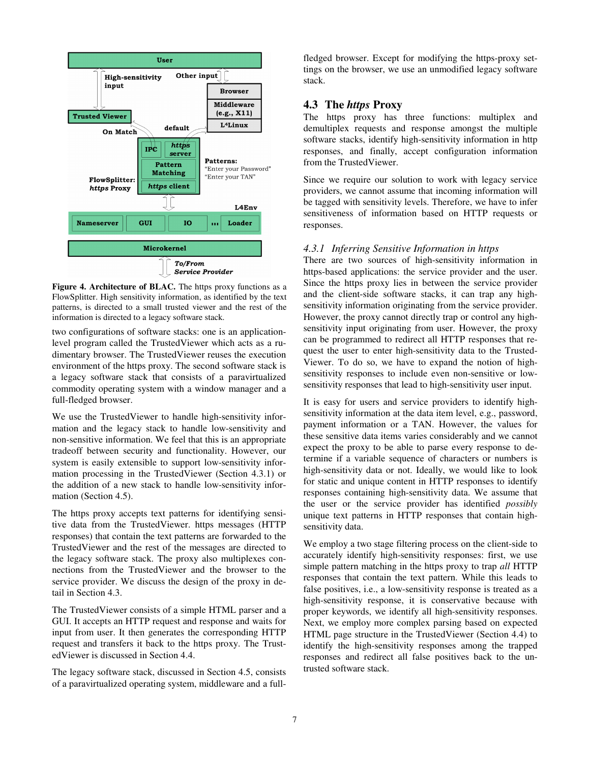**Figure 4. Architecture of BLAC.** The https proxy functions as a FlowSplitter. High sensitivity information, as identified by the text patterns, is directed to a small trusted viewer and the rest of the information is directed to a legacy software stack.

two configurations of software stacks: one is an application-level program called the TrustedViewer which acts as a rudimentary browser. The TrustedViewer reuses the execution environment of the https proxy. The second software stack is a legacy software stack that consists of a paravirtualized commodity operating system with a window manager and a full-fledged browser.

We use the TrustedViewer to handle high-sensitivity information and the legacy stack to handle low-sensitivity and non-sensitive information. We feel that this is an appropriate tradeoff between security and functionality. However, our system is easily extensible to support low-sensitivity information processing in the TrustedViewer (Section 4.3.1) or the addition of a new stack to handle low-sensitivity information (Section 4.5).

The https proxy accepts text patterns for identifying sensitive data from the TrustedViewer. https messages (HTTP responses) that contain the text patterns are forwarded to the TrustedViewer and the rest of the messages are directed to the legacy software stack. The proxy also multiplexes connections from the TrustedViewer and the browser to the service provider. We discuss the design of the proxy in detail in Section 4.3.

The TrustedViewer consists of a simple HTML parser and a GUI. It accepts an HTTP request and response and waits for input from user. It then generates the corresponding HTTP request and transfers it back to the https proxy. The TrustedViewer is discussed in Section 4.4.

The legacy software stack, discussed in Section 4.5, consists of a paravirtualized operating system, middleware and a full-fledged browser. Except for modifying the https-proxy settings on the browser, we use an unmodified legacy software stack.

## 4.3 The *https* Proxy

The https proxy has three functions: multiplex and demultiplex requests and response amongst the multiple software stacks, identify high-sensitivity information in http responses, and finally, accept configuration information from the TrustedViewer.

Since we require our solution to work with legacy service providers, we cannot assume that incoming information will be tagged with sensitivity levels. Therefore, we have to infer sensitiveness of information based on HTTP requests or responses.

### *4.3.1 Inferring Sensitive Information in https*

There are two sources of high-sensitivity information in https-based applications: the service provider and the user. Since the https proxy lies in between the service provider and the client-side software stacks, it can trap any high-sensitivity information originating from the service provider. However, the proxy cannot directly trap or control any high-sensitivity input originating from user. However, the proxy can be programmed to redirect all HTTP responses that request the user to enter high-sensitivity data to the TrustedViewer. To do so, we have to expand the notion of high-sensitivity responses to include even non-sensitive or low-sensitivity responses that lead to high-sensitivity user input.

It is easy for users and service providers to identify high-sensitivity information at the data item level, e.g., password, payment information or a TAN. However, the values for these sensitive data items varies considerably and we cannot expect the proxy to be able to parse every response to determine if a variable sequence of characters or numbers is high-sensitivity data or not. Ideally, we would like to look for static and unique content in HTTP responses to identify responses containing high-sensitivity data. We assume that the user or the service provider has identified *possibly* unique text patterns in HTTP responses that contain high-sensitivity data.

We employ a two stage filtering process on the client-side to accurately identify high-sensitivity responses: first, we use simple pattern matching in the https proxy to trap *all* HTTP responses that contain the text pattern. While this leads to false positives, i.e., a low-sensitivity response is treated as a high-sensitivity response, it is conservative because with proper keywords, we identify all high-sensitivity responses. Next, we employ more complex parsing based on expected HTML page structure in the TrustedViewer (Section 4.4) to identify the high-sensitivity responses among the trapped responses and redirect all false positives back to the untrusted software stack.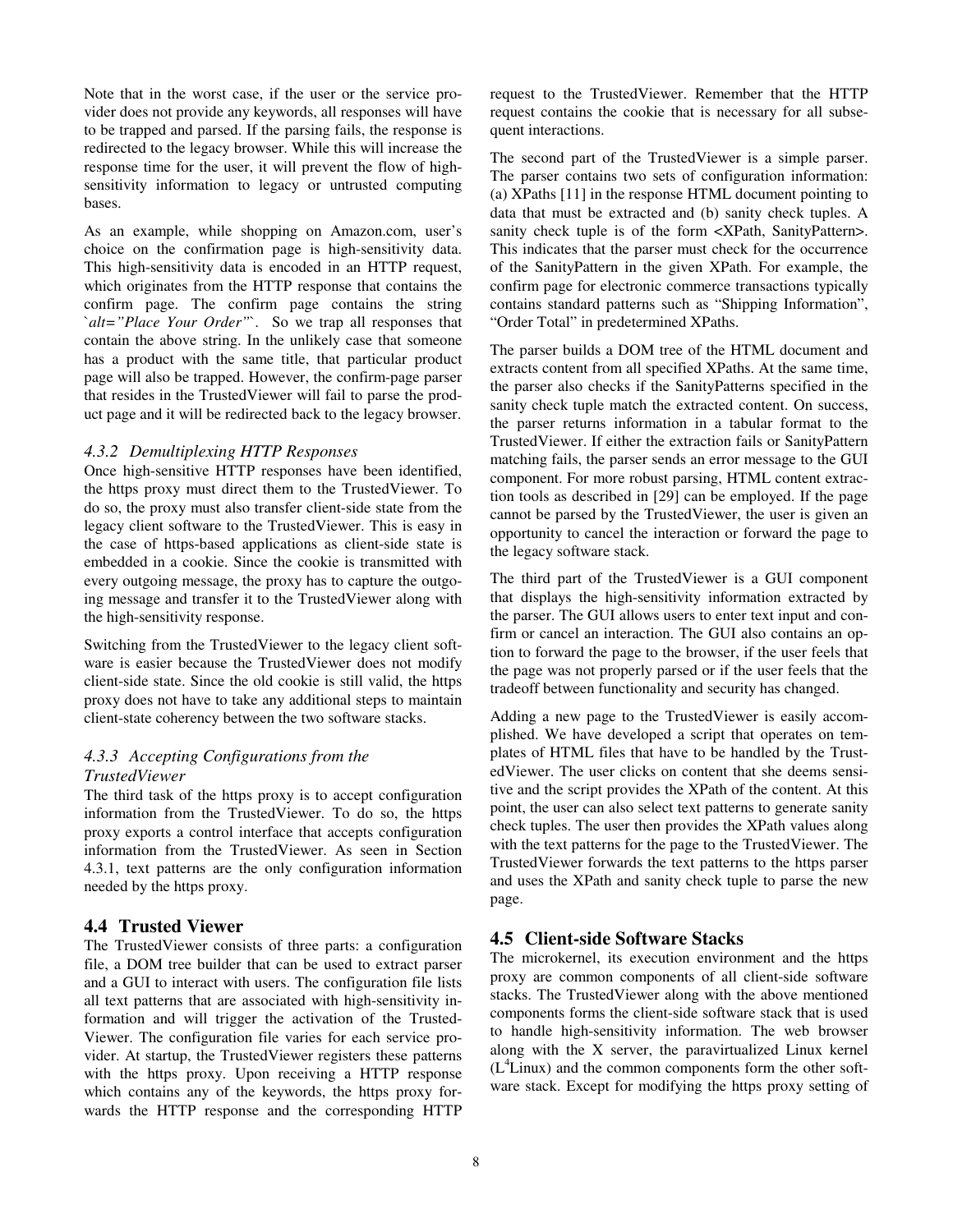Note that in the worst case, if the user or the service provider does not provide any keywords, all responses will have to be trapped and parsed. If the parsing fails, the response is redirected to the legacy browser. While this will increase the response time for the user, it will prevent the flow of high-sensitivity information to legacy or untrusted computing bases.

As an example, while shopping on Amazon.com, user's choice on the confirmation page is high-sensitivity data. This high-sensitivity data is encoded in an HTTP request, which originates from the HTTP response that contains the confirm page. The confirm page contains the string `*alt="Place Your Order"*`. So we trap all responses that contain the above string. In the unlikely case that someone has a product with the same title, that particular product page will also be trapped. However, the confirm-page parser that resides in the TrustedViewer will fail to parse the product page and it will be redirected back to the legacy browser.

#### *4.3.2 Demultiplexing HTTP Responses*

Once high-sensitive HTTP responses have been identified, the https proxy must direct them to the TrustedViewer. To do so, the proxy must also transfer client-side state from the legacy client software to the TrustedViewer. This is easy in the case of https-based applications as client-side state is embedded in a cookie. Since the cookie is transmitted with every outgoing message, the proxy has to capture the outgoing message and transfer it to the TrustedViewer along with the high-sensitivity response.

Switching from the TrustedViewer to the legacy client software is easier because the TrustedViewer does not modify client-side state. Since the old cookie is still valid, the https proxy does not have to take any additional steps to maintain client-state coherency between the two software stacks.

#### *4.3.3 Accepting Configurations from the TrustedViewer*

The third task of the https proxy is to accept configuration information from the TrustedViewer. To do so, the https proxy exports a control interface that accepts configuration information from the TrustedViewer. As seen in Section 4.3.1, text patterns are the only configuration information needed by the https proxy.

### 4.4 Trusted Viewer

The TrustedViewer consists of three parts: a configuration file, a DOM tree builder that can be used to extract parser and a GUI to interact with users. The configuration file lists all text patterns that are associated with high-sensitivity information and will trigger the activation of the TrustedViewer. The configuration file varies for each service provider. At startup, the TrustedViewer registers these patterns with the https proxy. Upon receiving a HTTP response which contains any of the keywords, the https proxy forwards the HTTP response and the corresponding HTTP request to the TrustedViewer. Remember that the HTTP request contains the cookie that is necessary for all subsequent interactions.

The second part of the TrustedViewer is a simple parser. The parser contains two sets of configuration information: (a) XPaths [11] in the response HTML document pointing to data that must be extracted and (b) sanity check tuples. A sanity check tuple is of the form <XPath, SanityPattern>. This indicates that the parser must check for the occurrence of the SanityPattern in the given XPath. For example, the confirm page for electronic commerce transactions typically contains standard patterns such as "Shipping Information", "Order Total" in predetermined XPaths.

The parser builds a DOM tree of the HTML document and extracts content from all specified XPaths. At the same time, the parser also checks if the SanityPatterns specified in the sanity check tuple match the extracted content. On success, the parser returns information in a tabular format to the TrustedViewer. If either the extraction fails or SanityPattern matching fails, the parser sends an error message to the GUI component. For more robust parsing, HTML content extraction tools as described in [29] can be employed. If the page cannot be parsed by the TrustedViewer, the user is given an opportunity to cancel the interaction or forward the page to the legacy software stack.

The third part of the TrustedViewer is a GUI component that displays the high-sensitivity information extracted by the parser. The GUI allows users to enter text input and confirm or cancel an interaction. The GUI also contains an option to forward the page to the browser, if the user feels that the page was not properly parsed or if the user feels that the tradeoff between functionality and security has changed.

Adding a new page to the TrustedViewer is easily accomplished. We have developed a script that operates on templates of HTML files that have to be handled by the TrustedViewer. The user clicks on content that she deems sensitive and the script provides the XPath of the content. At this point, the user can also select text patterns to generate sanity check tuples. The user then provides the XPath values along with the text patterns for the page to the TrustedViewer. The TrustedViewer forwards the text patterns to the https parser and uses the XPath and sanity check tuple to parse the new page.

### 4.5 Client-side Software Stacks

The microkernel, its execution environment and the https proxy are common components of all client-side software stacks. The TrustedViewer along with the above mentioned components forms the client-side software stack that is used to handle high-sensitivity information. The web browser along with the X server, the paravirtualized Linux kernel ($L^4$Linux) and the common components form the other software stack. Except for modifying the https proxy setting of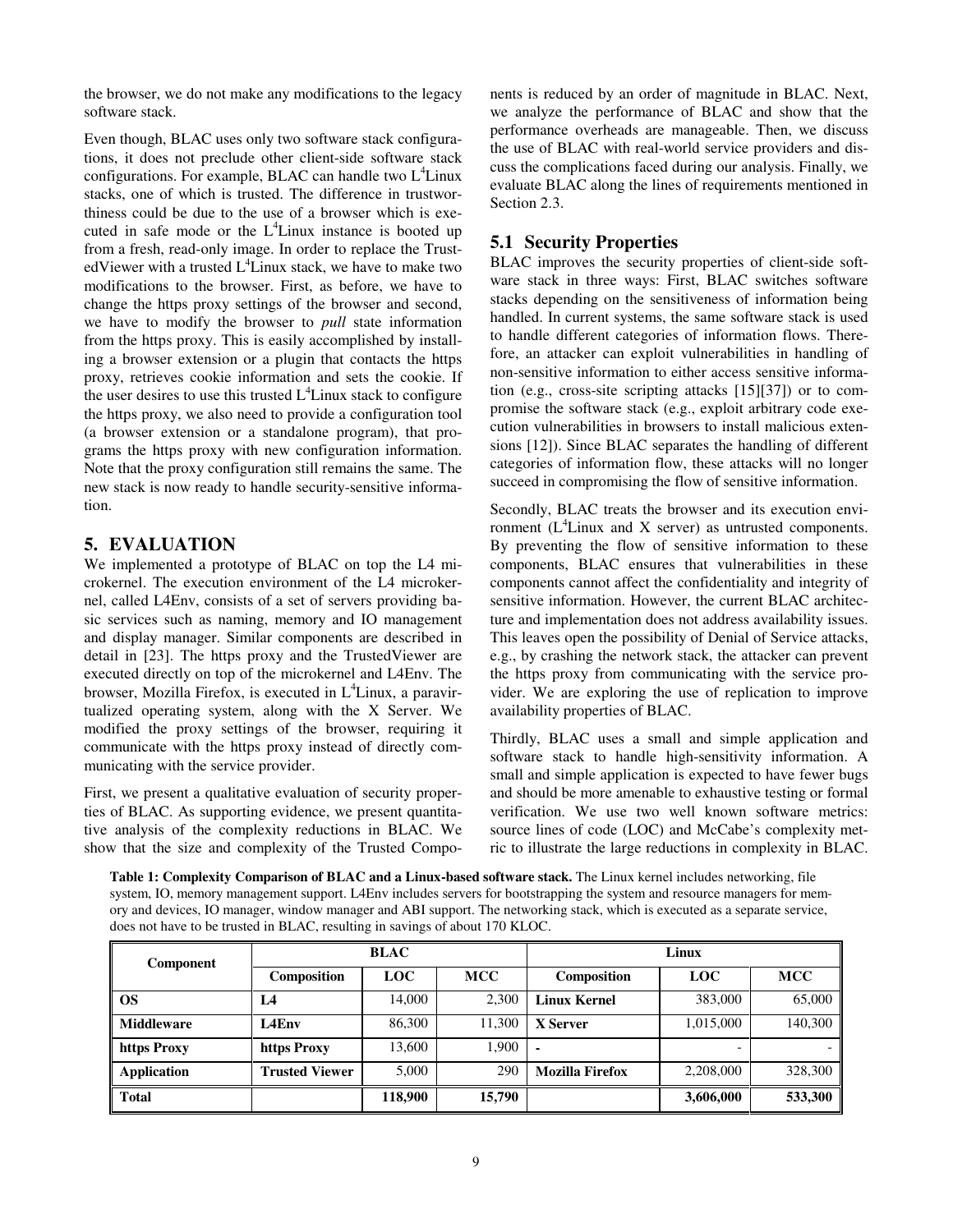the browser, we do not make any modifications to the legacy software stack.

Even though, BLAC uses only two software stack configurations, it does not preclude other client-side software stack configurations. For example, BLAC can handle two $L^4$Linux stacks, one of which is trusted. The difference in trustworthiness could be due to the use of a browser which is executed in safe mode or the $L^4$Linux instance is booted up from a fresh, read-only image. In order to replace the TrustedViewer with a trusted $L^4$Linux stack, we have to make two modifications to the browser. First, as before, we have to change the https proxy settings of the browser and second, we have to modify the browser to *pull* state information from the https proxy. This is easily accomplished by installing a browser extension or a plugin that contacts the https proxy, retrieves cookie information and sets the cookie. If the user desires to use this trusted $L^4$Linux stack to configure the https proxy, we also need to provide a configuration tool (a browser extension or a standalone program), that programs the https proxy with new configuration information. Note that the proxy configuration still remains the same. The new stack is now ready to handle security-sensitive information.

## 5. EVALUATION

We implemented a prototype of BLAC on top the L4 microkernel. The execution environment of the L4 microkernel, called L4Env, consists of a set of servers providing basic services such as naming, memory and IO management and display manager. Similar components are described in detail in [23]. The https proxy and the TrustedViewer are executed directly on top of the microkernel and L4Env. The browser, Mozilla Firefox, is executed in $L^4$Linux, a paravirtualized operating system, along with the X Server. We modified the proxy settings of the browser, requiring it communicate with the https proxy instead of directly communicating with the service provider.

First, we present a qualitative evaluation of security properties of BLAC. As supporting evidence, we present quantitative analysis of the complexity reductions in BLAC. We show that the size and complexity of the Trusted Components is reduced by an order of magnitude in BLAC. Next, we analyze the performance of BLAC and show that the performance overheads are manageable. Then, we discuss the use of BLAC with real-world service providers and discuss the complications faced during our analysis. Finally, we evaluate BLAC along the lines of requirements mentioned in Section 2.3.

### 5.1 Security Properties

BLAC improves the security properties of client-side software stack in three ways: First, BLAC switches software stacks depending on the sensitiveness of information being handled. In current systems, the same software stack is used to handle different categories of information flows. Therefore, an attacker can exploit vulnerabilities in handling of non-sensitive information to either access sensitive information (e.g., cross-site scripting attacks [15][37]) or to compromise the software stack (e.g., exploit arbitrary code execution vulnerabilities in browsers to install malicious extensions [12]). Since BLAC separates the handling of different categories of information flow, these attacks will no longer succeed in compromising the flow of sensitive information.

Secondly, BLAC treats the browser and its execution environment ($L^4$Linux and X server) as untrusted components. By preventing the flow of sensitive information to these components, BLAC ensures that vulnerabilities in these components cannot affect the confidentiality and integrity of sensitive information. However, the current BLAC architecture and implementation does not address availability issues. This leaves open the possibility of Denial of Service attacks, e.g., by crashing the network stack, the attacker can prevent the https proxy from communicating with the service provider. We are exploring the use of replication to improve availability properties of BLAC.

Thirdly, BLAC uses a small and simple application and software stack to handle high-sensitivity information. A small and simple application is expected to have fewer bugs and should be more amenable to exhaustive testing or formal verification. We use two well known software metrics: source lines of code (LOC) and McCabe's complexity metric to illustrate the large reductions in complexity in BLAC.

**Table 1: Complexity Comparison of BLAC and a Linux-based software stack.** The Linux kernel includes networking, file system, IO, memory management support. L4Env includes servers for bootstrapping the system and resource managers for memory and devices, IO manager, window manager and ABI support. The networking stack, which is executed as a separate service, does not have to be trusted in BLAC, resulting in savings of about 170 KLOC.

| Component | BLAC | | | Linux | | |
|---|---|---|---|---|---|---|
| | Composition | LOC | MCC | Composition | LOC | MCC |
| **OS** | **L4** | 14,000 | 2,300 | **Linux Kernel** | 383,000 | 65,000 |
| **Middleware** | **L4Env** | 86,300 | 11,300 | **X Server** | 1,015,000 | 140,300 |
| **https Proxy** | **https Proxy** | 13,600 | 1,900 | - | - | - |
| **Application** | **Trusted Viewer** | 5,000 | 290 | **Mozilla Firefox** | 2,208,000 | 328,300 |
| **Total** | | **118,900** | **15,790** | | **3,606,000** | **533,300** |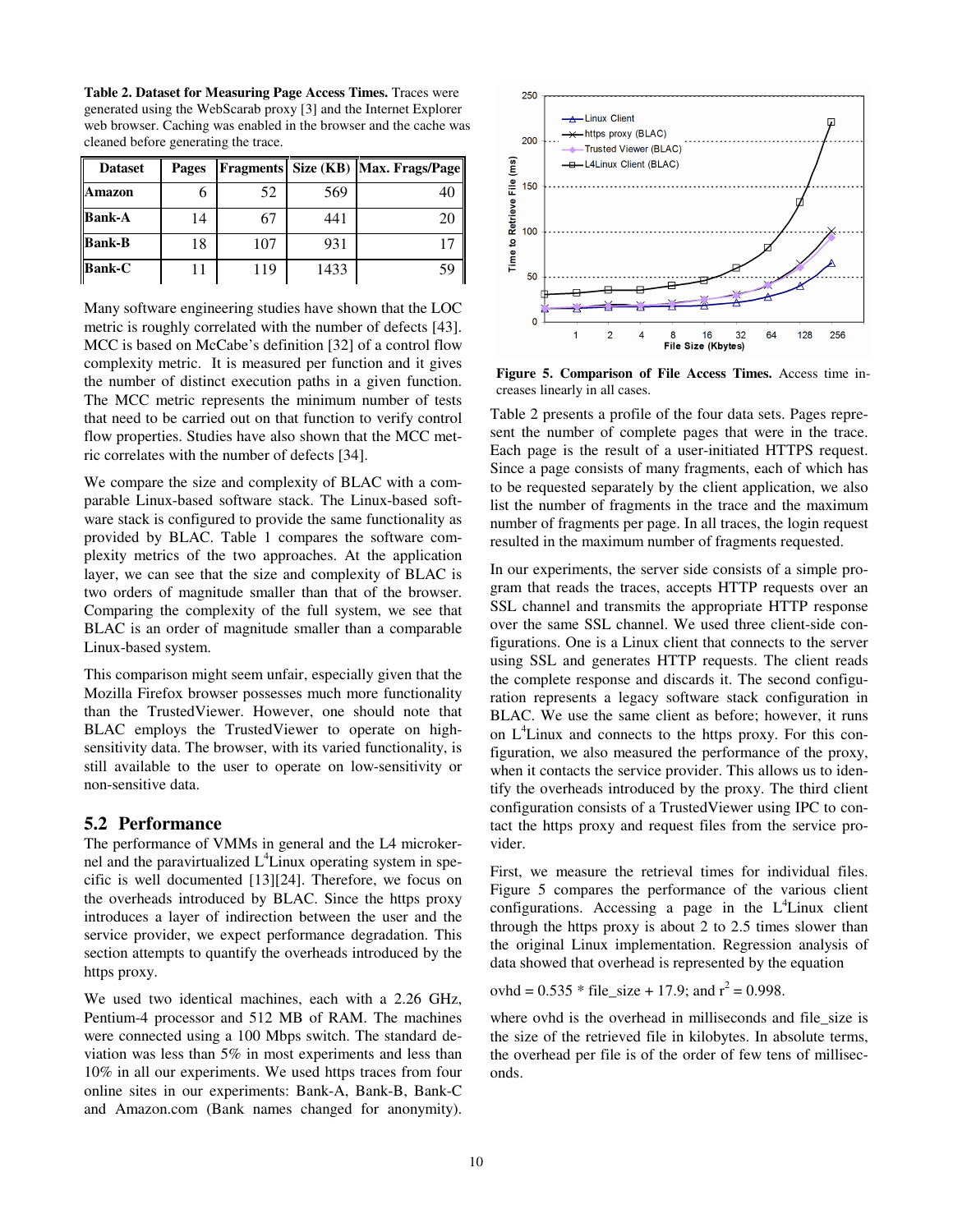**Table 2. Dataset for Measuring Page Access Times.** Traces were generated using the WebScarab proxy [3] and the Internet Explorer web browser. Caching was enabled in the browser and the cache was cleaned before generating the trace.

| Dataset | Pages | Fragments | Size (KB) | Max. Frags/Page |
|---|---|---|---|---|
| **Amazon** | 6 | 52 | 569 | 40 |
| **Bank-A** | 14 | 67 | 441 | 20 |
| **Bank-B** | 18 | 107 | 931 | 17 |
| **Bank-C** | 11 | 119 | 1433 | 59 |

Many software engineering studies have shown that the LOC metric is roughly correlated with the number of defects [43]. MCC is based on McCabe's definition [32] of a control flow complexity metric. It is measured per function and it gives the number of distinct execution paths in a given function. The MCC metric represents the minimum number of tests that need to be carried out on that function to verify control flow properties. Studies have also shown that the MCC metric correlates with the number of defects [34].

We compare the size and complexity of BLAC with a comparable Linux-based software stack. The Linux-based software stack is configured to provide the same functionality as provided by BLAC. Table 1 compares the software complexity metrics of the two approaches. At the application layer, we can see that the size and complexity of BLAC is two orders of magnitude smaller than that of the browser. Comparing the complexity of the full system, we see that BLAC is an order of magnitude smaller than a comparable Linux-based system.

This comparison might seem unfair, especially given that the Mozilla Firefox browser possesses much more functionality than the TrustedViewer. However, one should note that BLAC employs the TrustedViewer to operate on high-sensitivity data. The browser, with its varied functionality, is still available to the user to operate on low-sensitivity or non-sensitive data.

## 5.2 Performance

The performance of VMMs in general and the L4 microkernel and the paravirtualized L[4]Linux operating system in specific is well documented [13][24]. Therefore, we focus on the overheads introduced by BLAC. Since the https proxy introduces a layer of indirection between the user and the service provider, we expect performance degradation. This section attempts to quantify the overheads introduced by the https proxy.

We used two identical machines, each with a 2.26 GHz, Pentium-4 processor and 512 MB of RAM. The machines were connected using a 100 Mbps switch. The standard deviation was less than 5% in most experiments and less than 10% in all our experiments. We used https traces from four online sites in our experiments: Bank-A, Bank-B, Bank-C and Amazon.com (Bank names changed for anonymity).

**Figure 5. Comparison of File Access Times.** Access time increases linearly in all cases.

Table 2 presents a profile of the four data sets. Pages represent the number of complete pages that were in the trace. Each page is the result of a user-initiated HTTPS request. Since a page consists of many fragments, each of which has to be requested separately by the client application, we also list the number of fragments in the trace and the maximum number of fragments per page. In all traces, the login request resulted in the maximum number of fragments requested.

In our experiments, the server side consists of a simple program that reads the traces, accepts HTTP requests over an SSL channel and transmits the appropriate HTTP response over the same SSL channel. We used three client-side configurations. One is a Linux client that connects to the server using SSL and generates HTTP requests. The client reads the complete response and discards it. The second configuration represents a legacy software stack configuration in BLAC. We use the same client as before; however, it runs on L[4]Linux and connects to the https proxy. For this configuration, we also measured the performance of the proxy, when it contacts the service provider. This allows us to identify the overheads introduced by the proxy. The third client configuration consists of a TrustedViewer using IPC to contact the https proxy and request files from the service provider.

First, we measure the retrieval times for individual files. Figure 5 compares the performance of the various client configurations. Accessing a page in the L[4]Linux client through the https proxy is about 2 to 2.5 times slower than the original Linux implementation. Regression analysis of data showed that overhead is represented by the equation

$$ovhd = 0.535 * file\_size + 17.9; \text{ and } r^2 = 0.998.$$

where ovhd is the overhead in milliseconds and file_size is the size of the retrieved file in kilobytes. In absolute terms, the overhead per file is of the order of few tens of milliseconds.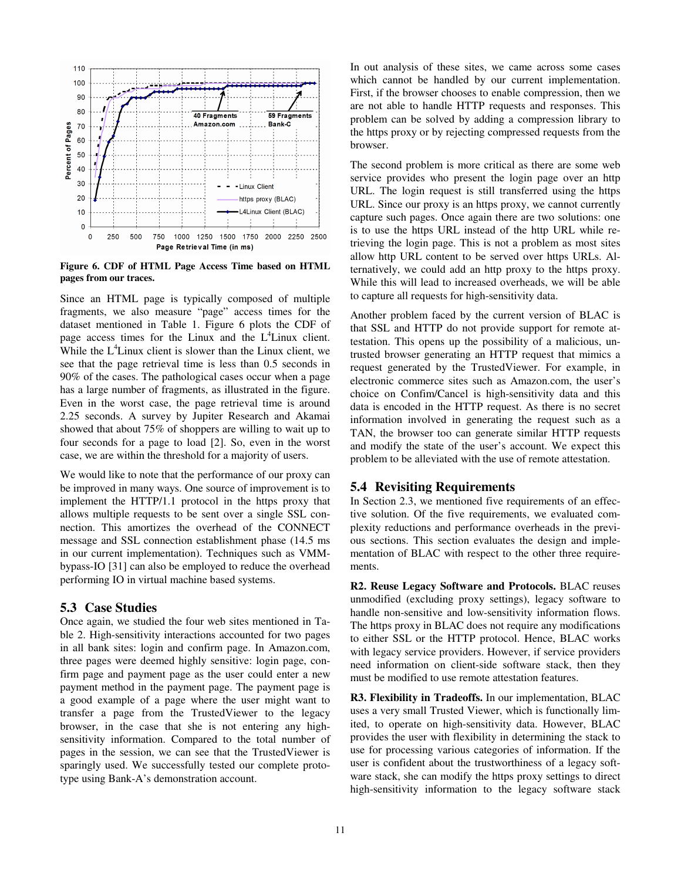Figure 6. CDF of HTML Page Access Time based on HTML pages from our traces.

Since an HTML page is typically composed of multiple fragments, we also measure "page" access times for the dataset mentioned in Table 1. Figure 6 plots the CDF of page access times for the Linux and the $L^4$Linux client. While the $L^4$Linux client is slower than the Linux client, we see that the page retrieval time is less than 0.5 seconds in 90% of the cases. The pathological cases occur when a page has a large number of fragments, as illustrated in the figure. Even in the worst case, the page retrieval time is around 2.25 seconds. A survey by Jupiter Research and Akamai showed that about 75% of shoppers are willing to wait up to four seconds for a page to load [2]. So, even in the worst case, we are within the threshold for a majority of users.

We would like to note that the performance of our proxy can be improved in many ways. One source of improvement is to implement the HTTP/1.1 protocol in the https proxy that allows multiple requests to be sent over a single SSL connection. This amortizes the overhead of the CONNECT message and SSL connection establishment phase (14.5 ms in our current implementation). Techniques such as VMM-bypass-IO [31] can also be employed to reduce the overhead performing IO in virtual machine based systems.

## 5.3 Case Studies

Once again, we studied the four web sites mentioned in Table 2. High-sensitivity interactions accounted for two pages in all bank sites: login and confirm page. In Amazon.com, three pages were deemed highly sensitive: login page, confirm page and payment page as the user could enter a new payment method in the payment page. The payment page is a good example of a page where the user might want to transfer a page from the TrustedViewer to the legacy browser, in the case that she is not entering any high-sensitivity information. Compared to the total number of pages in the session, we can see that the TrustedViewer is sparingly used. We successfully tested our complete prototype using Bank-A's demonstration account.

In out analysis of these sites, we came across some cases which cannot be handled by our current implementation. First, if the browser chooses to enable compression, then we are not able to handle HTTP requests and responses. This problem can be solved by adding a compression library to the https proxy or by rejecting compressed requests from the browser.

The second problem is more critical as there are some web service provides who present the login page over an http URL. The login request is still transferred using the https URL. Since our proxy is an https proxy, we cannot currently capture such pages. Once again there are two solutions: one is to use the https URL instead of the http URL while retrieving the login page. This is not a problem as most sites allow http URL content to be served over https URLs. Alternatively, we could add an http proxy to the https proxy. While this will lead to increased overheads, we will be able to capture all requests for high-sensitivity data.

Another problem faced by the current version of BLAC is that SSL and HTTP do not provide support for remote attestation. This opens up the possibility of a malicious, untrusted browser generating an HTTP request that mimics a request generated by the TrustedViewer. For example, in electronic commerce sites such as Amazon.com, the user's choice on Confim/Cancel is high-sensitivity data and this data is encoded in the HTTP request. As there is no secret information involved in generating the request such as a TAN, the browser too can generate similar HTTP requests and modify the state of the user's account. We expect this problem to be alleviated with the use of remote attestation.

## 5.4 Revisiting Requirements

In Section 2.3, we mentioned five requirements of an effective solution. Of the five requirements, we evaluated complexity reductions and performance overheads in the previous sections. This section evaluates the design and implementation of BLAC with respect to the other three requirements.

**R2. Reuse Legacy Software and Protocols.** BLAC reuses unmodified (excluding proxy settings), legacy software to handle non-sensitive and low-sensitivity information flows. The https proxy in BLAC does not require any modifications to either SSL or the HTTP protocol. Hence, BLAC works with legacy service providers. However, if service providers need information on client-side software stack, then they must be modified to use remote attestation features.

**R3. Flexibility in Tradeoffs.** In our implementation, BLAC uses a very small Trusted Viewer, which is functionally limited, to operate on high-sensitivity data. However, BLAC provides the user with flexibility in determining the stack to use for processing various categories of information. If the user is confident about the trustworthiness of a legacy software stack, she can modify the https proxy settings to direct high-sensitivity information to the legacy software stack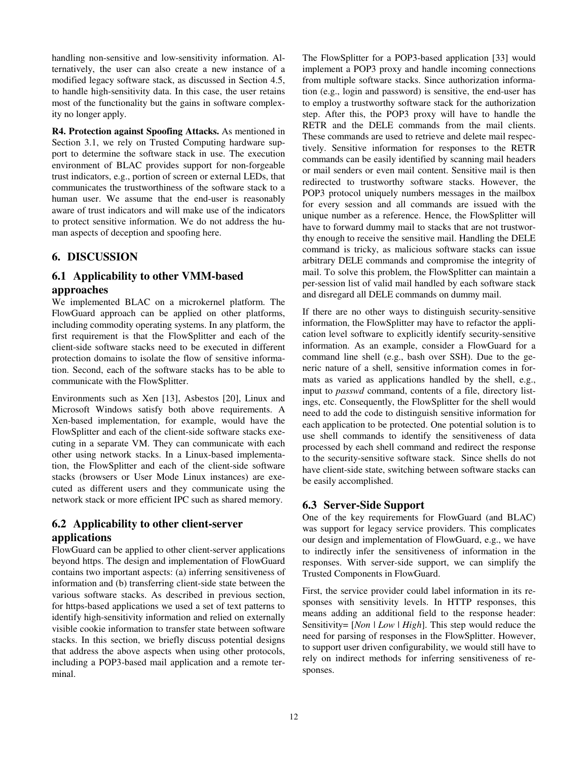handling non-sensitive and low-sensitivity information. Alternatively, the user can also create a new instance of a modified legacy software stack, as discussed in Section 4.5, to handle high-sensitivity data. In this case, the user retains most of the functionality but the gains in software complexity no longer apply.

**R4. Protection against Spoofing Attacks.** As mentioned in Section 3.1, we rely on Trusted Computing hardware support to determine the software stack in use. The execution environment of BLAC provides support for non-forgeable trust indicators, e.g., portion of screen or external LEDs, that communicates the trustworthiness of the software stack to a human user. We assume that the end-user is reasonably aware of trust indicators and will make use of the indicators to protect sensitive information. We do not address the human aspects of deception and spoofing here.

## 6. DISCUSSION

### 6.1 Applicability to other VMM-based approaches

We implemented BLAC on a microkernel platform. The FlowGuard approach can be applied on other platforms, including commodity operating systems. In any platform, the first requirement is that the FlowSplitter and each of the client-side software stacks need to be executed in different protection domains to isolate the flow of sensitive information. Second, each of the software stacks has to be able to communicate with the FlowSplitter.

Environments such as Xen [13], Asbestos [20], Linux and Microsoft Windows satisfy both above requirements. A Xen-based implementation, for example, would have the FlowSplitter and each of the client-side software stacks executing in a separate VM. They can communicate with each other using network stacks. In a Linux-based implementation, the FlowSplitter and each of the client-side software stacks (browsers or User Mode Linux instances) are executed as different users and they communicate using the network stack or more efficient IPC such as shared memory.

### 6.2 Applicability to other client-server applications

FlowGuard can be applied to other client-server applications beyond https. The design and implementation of FlowGuard contains two important aspects: (a) inferring sensitiveness of information and (b) transferring client-side state between the various software stacks. As described in previous section, for https-based applications we used a set of text patterns to identify high-sensitivity information and relied on externally visible cookie information to transfer state between software stacks. In this section, we briefly discuss potential designs that address the above aspects when using other protocols, including a POP3-based mail application and a remote terminal.

The FlowSplitter for a POP3-based application [33] would implement a POP3 proxy and handle incoming connections from multiple software stacks. Since authorization information (e.g., login and password) is sensitive, the end-user has to employ a trustworthy software stack for the authorization step. After this, the POP3 proxy will have to handle the RETR and the DELE commands from the mail clients. These commands are used to retrieve and delete mail respectively. Sensitive information for responses to the RETR commands can be easily identified by scanning mail headers or mail senders or even mail content. Sensitive mail is then redirected to trustworthy software stacks. However, the POP3 protocol uniquely numbers messages in the mailbox for every session and all commands are issued with the unique number as a reference. Hence, the FlowSplitter will have to forward dummy mail to stacks that are not trustworthy enough to receive the sensitive mail. Handling the DELE command is tricky, as malicious software stacks can issue arbitrary DELE commands and compromise the integrity of mail. To solve this problem, the FlowSplitter can maintain a per-session list of valid mail handled by each software stack and disregard all DELE commands on dummy mail.

If there are no other ways to distinguish security-sensitive information, the FlowSplitter may have to refactor the application level software to explicitly identify security-sensitive information. As an example, consider a FlowGuard for a command line shell (e.g., bash over SSH). Due to the generic nature of a shell, sensitive information comes in formats as varied as applications handled by the shell, e.g., input to *passwd* command, contents of a file, directory listings, etc. Consequently, the FlowSplitter for the shell would need to add the code to distinguish sensitive information for each application to be protected. One potential solution is to use shell commands to identify the sensitiveness of data processed by each shell command and redirect the response to the security-sensitive software stack. Since shells do not have client-side state, switching between software stacks can be easily accomplished.

### 6.3 Server-Side Support

One of the key requirements for FlowGuard (and BLAC) was support for legacy service providers. This complicates our design and implementation of FlowGuard, e.g., we have to indirectly infer the sensitiveness of information in the responses. With server-side support, we can simplify the Trusted Components in FlowGuard.

First, the service provider could label information in its responses with sensitivity levels. In HTTP responses, this means adding an additional field to the response header: Sensitivity= [*Non* | *Low* | *High*]. This step would reduce the need for parsing of responses in the FlowSplitter. However, to support user driven configurability, we would still have to rely on indirect methods for inferring sensitiveness of responses.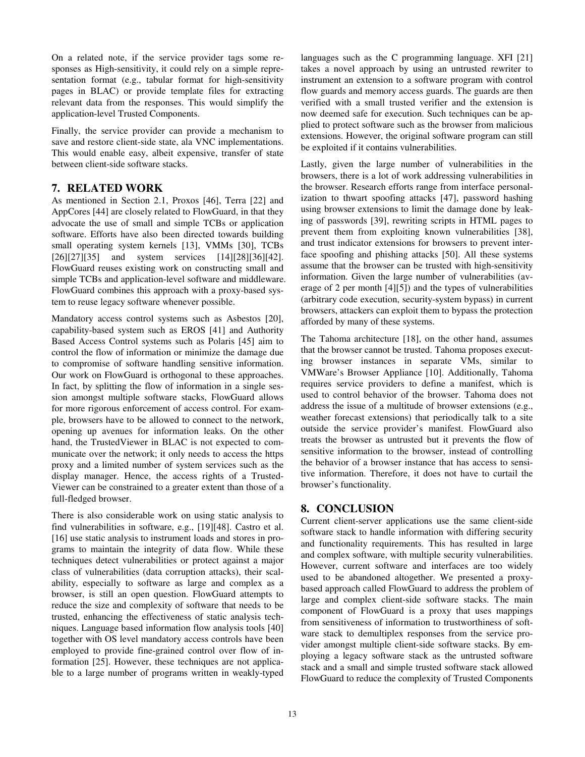On a related note, if the service provider tags some responses as High-sensitivity, it could rely on a simple representation format (e.g., tabular format for high-sensitivity pages in BLAC) or provide template files for extracting relevant data from the responses. This would simplify the application-level Trusted Components.

Finally, the service provider can provide a mechanism to save and restore client-side state, ala VNC implementations. This would enable easy, albeit expensive, transfer of state between client-side software stacks.

## 7. RELATED WORK

As mentioned in Section 2.1, Proxos [46], Terra [22] and AppCores [44] are closely related to FlowGuard, in that they advocate the use of small and simple TCBs or application software. Efforts have also been directed towards building small operating system kernels [13], VMMs [30], TCBs [26][27][35] and system services [14][28][36][42]. FlowGuard reuses existing work on constructing small and simple TCBs and application-level software and middleware. FlowGuard combines this approach with a proxy-based system to reuse legacy software whenever possible.

Mandatory access control systems such as Asbestos [20], capability-based system such as EROS [41] and Authority Based Access Control systems such as Polaris [45] aim to control the flow of information or minimize the damage due to compromise of software handling sensitive information. Our work on FlowGuard is orthogonal to these approaches. In fact, by splitting the flow of information in a single session amongst multiple software stacks, FlowGuard allows for more rigorous enforcement of access control. For example, browsers have to be allowed to connect to the network, opening up avenues for information leaks. On the other hand, the TrustedViewer in BLAC is not expected to communicate over the network; it only needs to access the https proxy and a limited number of system services such as the display manager. Hence, the access rights of a TrustedViewer can be constrained to a greater extent than those of a full-fledged browser.

There is also considerable work on using static analysis to find vulnerabilities in software, e.g., [19][48]. Castro et al. [16] use static analysis to instrument loads and stores in programs to maintain the integrity of data flow. While these techniques detect vulnerabilities or protect against a major class of vulnerabilities (data corruption attacks), their scalability, especially to software as large and complex as a browser, is still an open question. FlowGuard attempts to reduce the size and complexity of software that needs to be trusted, enhancing the effectiveness of static analysis techniques. Language based information flow analysis tools [40] together with OS level mandatory access controls have been employed to provide fine-grained control over flow of information [25]. However, these techniques are not applicable to a large number of programs written in weakly-typed languages such as the C programming language. XFI [21] takes a novel approach by using an untrusted rewriter to instrument an extension to a software program with control flow guards and memory access guards. The guards are then verified with a small trusted verifier and the extension is now deemed safe for execution. Such techniques can be applied to protect software such as the browser from malicious extensions. However, the original software program can still be exploited if it contains vulnerabilities.

Lastly, given the large number of vulnerabilities in the browsers, there is a lot of work addressing vulnerabilities in the browser. Research efforts range from interface personalization to thwart spoofing attacks [47], password hashing using browser extensions to limit the damage done by leaking of passwords [39], rewriting scripts in HTML pages to prevent them from exploiting known vulnerabilities [38], and trust indicator extensions for browsers to prevent interface spoofing and phishing attacks [50]. All these systems assume that the browser can be trusted with high-sensitivity information. Given the large number of vulnerabilities (average of 2 per month [4][5]) and the types of vulnerabilities (arbitrary code execution, security-system bypass) in current browsers, attackers can exploit them to bypass the protection afforded by many of these systems.

The Tahoma architecture [18], on the other hand, assumes that the browser cannot be trusted. Tahoma proposes executing browser instances in separate VMs, similar to VMWare's Browser Appliance [10]. Additionally, Tahoma requires service providers to define a manifest, which is used to control behavior of the browser. Tahoma does not address the issue of a multitude of browser extensions (e.g., weather forecast extensions) that periodically talk to a site outside the service provider's manifest. FlowGuard also treats the browser as untrusted but it prevents the flow of sensitive information to the browser, instead of controlling the behavior of a browser instance that has access to sensitive information. Therefore, it does not have to curtail the browser's functionality.

## 8. CONCLUSION

Current client-server applications use the same client-side software stack to handle information with differing security and functionality requirements. This has resulted in large and complex software, with multiple security vulnerabilities. However, current software and interfaces are too widely used to be abandoned altogether. We presented a proxy-based approach called FlowGuard to address the problem of large and complex client-side software stacks. The main component of FlowGuard is a proxy that uses mappings from sensitiveness of information to trustworthiness of software stack to demultiplex responses from the service provider amongst multiple client-side software stacks. By employing a legacy software stack as the untrusted software stack and a small and simple trusted software stack allowed FlowGuard to reduce the complexity of Trusted Components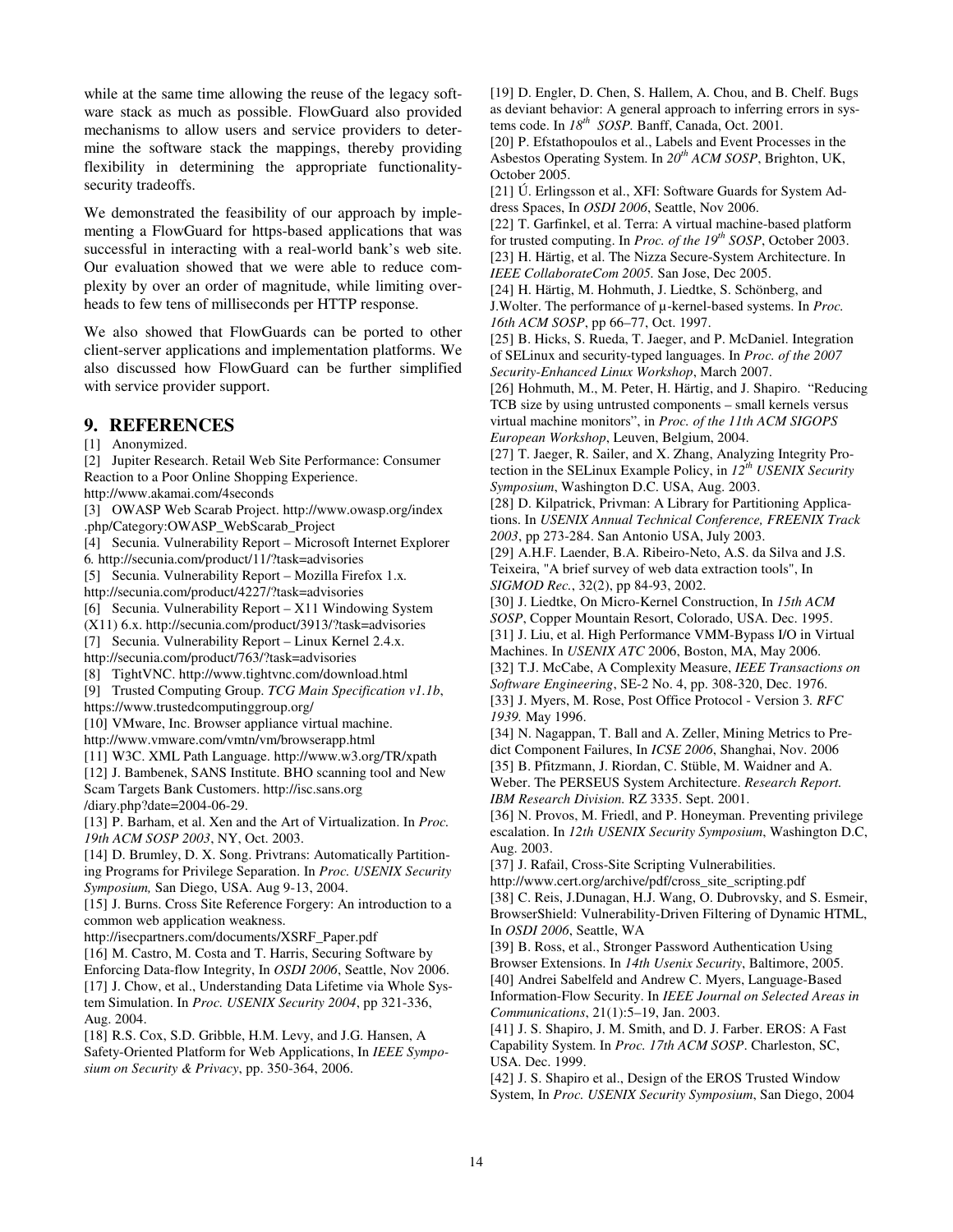while at the same time allowing the reuse of the legacy software stack as much as possible. FlowGuard also provided mechanisms to allow users and service providers to determine the software stack the mappings, thereby providing flexibility in determining the appropriate functionality-security tradeoffs.

We demonstrated the feasibility of our approach by implementing a FlowGuard for https-based applications that was successful in interacting with a real-world bank's web site. Our evaluation showed that we were able to reduce complexity by over an order of magnitude, while limiting overheads to few tens of milliseconds per HTTP response.

We also showed that FlowGuards can be ported to other client-server applications and implementation platforms. We also discussed how FlowGuard can be further simplified with service provider support.

## 9. REFERENCES

[1] Anonymized.

[2] Jupiter Research. Retail Web Site Performance: Consumer Reaction to a Poor Online Shopping Experience. http://www.akamai.com/4seconds

[3] OWASP Web Scarab Project. http://www.owasp.org/index.php/Category:OWASP_WebScarab_Project

[4] Secunia. Vulnerability Report – Microsoft Internet Explorer 6. http://secunia.com/product/11/?task=advisories

[5] Secunia. Vulnerability Report – Mozilla Firefox 1.x. http://secunia.com/product/4227/?task=advisories

[6] Secunia. Vulnerability Report – X11 Windowing System (X11) 6.x. http://secunia.com/product/3913/?task=advisories

[7] Secunia. Vulnerability Report – Linux Kernel 2.4.x. http://secunia.com/product/763/?task=advisories

[8] TightVNC. http://www.tightvnc.com/download.html

[9] Trusted Computing Group. *TCG Main Specification v1.1b*, https://www.trustedcomputinggroup.org/

[10] VMware, Inc. Browser appliance virtual machine. http://www.vmware.com/vmtn/vm/browserapp.html

[11] W3C. XML Path Language. http://www.w3.org/TR/xpath

[12] J. Bambenek, SANS Institute. BHO scanning tool and New Scam Targets Bank Customers. http://isc.sans.org/diary.php?date=2004-06-29.

[13] P. Barham, et al. Xen and the Art of Virtualization. In *Proc. 19th ACM SOSP 2003*, NY, Oct. 2003.

[14] D. Brumley, D. X. Song. Privtrans: Automatically Partitioning Programs for Privilege Separation. In *Proc. USENIX Security Symposium,* San Diego, USA. Aug 9-13, 2004.

[15] J. Burns. Cross Site Reference Forgery: An introduction to a common web application weakness. http://isecpartners.com/documents/XSRF_Paper.pdf

[16] M. Castro, M. Costa and T. Harris, Securing Software by Enforcing Data-flow Integrity, In *OSDI 2006*, Seattle, Nov 2006.

[17] J. Chow, et al., Understanding Data Lifetime via Whole System Simulation. In *Proc. USENIX Security 2004*, pp 321-336, Aug. 2004.

[18] R.S. Cox, S.D. Gribble, H.M. Levy, and J.G. Hansen, A Safety-Oriented Platform for Web Applications, In *IEEE Symposium on Security & Privacy*, pp. 350-364, 2006.

[19] D. Engler, D. Chen, S. Hallem, A. Chou, and B. Chelf. Bugs as deviant behavior: A general approach to inferring errors in systems code. In *18th SOSP.* Banff, Canada, Oct. 2001.

[20] P. Efstathopoulos et al., Labels and Event Processes in the Asbestos Operating System. In *20th ACM SOSP*, Brighton, UK, October 2005.

[21] Ú. Erlingsson et al., XFI: Software Guards for System Address Spaces, In *OSDI 2006*, Seattle, Nov 2006.

[22] T. Garfinkel, et al. Terra: A virtual machine-based platform for trusted computing. In *Proc. of the 19th SOSP*, October 2003.

[23] H. Härtig, et al. The Nizza Secure-System Architecture. In *IEEE CollaborateCom 2005.* San Jose, Dec 2005.

[24] H. Härtig, M. Hohmuth, J. Liedtke, S. Schönberg, and J.Wolter. The performance of μ-kernel-based systems. In *Proc. 16th ACM SOSP*, pp 66–77, Oct. 1997.

[25] B. Hicks, S. Rueda, T. Jaeger, and P. McDaniel. Integration of SELinux and security-typed languages. In *Proc. of the 2007 Security-Enhanced Linux Workshop*, March 2007.

[26] Hohmuth, M., M. Peter, H. Härtig, and J. Shapiro. "Reducing TCB size by using untrusted components – small kernels versus virtual machine monitors", in *Proc. of the 11th ACM SIGOPS European Workshop*, Leuven, Belgium, 2004.

[27] T. Jaeger, R. Sailer, and X. Zhang, Analyzing Integrity Protection in the SELinux Example Policy, in *12th USENIX Security Symposium*, Washington D.C. USA, Aug. 2003.

[28] D. Kilpatrick, Privman: A Library for Partitioning Applications. In *USENIX Annual Technical Conference, FREENIX Track 2003*, pp 273-284. San Antonio USA, July 2003.

[29] A.H.F. Laender, B.A. Ribeiro-Neto, A.S. da Silva and J.S. Teixeira, "A brief survey of web data extraction tools", In *SIGMOD Rec.*, 32(2), pp 84-93, 2002.

[30] J. Liedtke, On Micro-Kernel Construction, In *15th ACM SOSP*, Copper Mountain Resort, Colorado, USA. Dec. 1995.

[31] J. Liu, et al. High Performance VMM-Bypass I/O in Virtual Machines. In *USENIX ATC* 2006, Boston, MA, May 2006.

[32] T.J. McCabe, A Complexity Measure, *IEEE Transactions on Software Engineering*, SE-2 No. 4, pp. 308-320, Dec. 1976.

[33] J. Myers, M. Rose, Post Office Protocol - Version 3*. RFC 1939.* May 1996.

[34] N. Nagappan, T. Ball and A. Zeller, Mining Metrics to Predict Component Failures, In *ICSE 2006*, Shanghai, Nov. 2006

[35] B. Pfitzmann, J. Riordan, C. Stüble, M. Waidner and A. Weber. The PERSEUS System Architecture. *Research Report. IBM Research Division.* RZ 3335. Sept. 2001.

[36] N. Provos, M. Friedl, and P. Honeyman. Preventing privilege escalation. In *12th USENIX Security Symposium*, Washington D.C, Aug. 2003.

[37] J. Rafail, Cross-Site Scripting Vulnerabilities. http://www.cert.org/archive/pdf/cross_site_scripting.pdf

[38] C. Reis, J.Dunagan, H.J. Wang, O. Dubrovsky, and S. Esmeir, BrowserShield: Vulnerability-Driven Filtering of Dynamic HTML, In *OSDI 2006*, Seattle, WA

[39] B. Ross, et al., Stronger Password Authentication Using Browser Extensions. In *14th Usenix Security*, Baltimore, 2005.

[40] Andrei Sabelfeld and Andrew C. Myers, Language-Based Information-Flow Security. In *IEEE Journal on Selected Areas in Communications*, 21(1):5–19, Jan. 2003.

[41] J. S. Shapiro, J. M. Smith, and D. J. Farber. EROS: A Fast Capability System. In *Proc. 17th ACM SOSP*. Charleston, SC, USA. Dec. 1999.

[42] J. S. Shapiro et al., Design of the EROS Trusted Window System, In *Proc. USENIX Security Symposium*, San Diego, 2004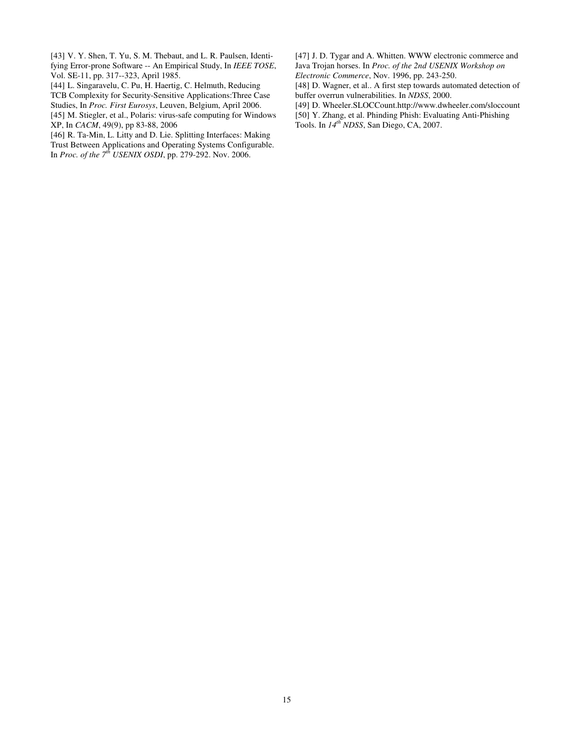[43] V. Y. Shen, T. Yu, S. M. Thebaut, and L. R. Paulsen, Identifying Error-prone Software -- An Empirical Study, In *IEEE TOSE*, Vol. SE-11, pp. 317--323, April 1985.

[44] L. Singaravelu, C. Pu, H. Haertig, C. Helmuth, Reducing TCB Complexity for Security-Sensitive Applications:Three Case Studies, In *Proc. First Eurosys*, Leuven, Belgium, April 2006.

[45] M. Stiegler, et al., Polaris: virus-safe computing for Windows XP, In *CACM*, 49(9), pp 83-88, 2006

[46] R. Ta-Min, L. Litty and D. Lie. Splitting Interfaces: Making Trust Between Applications and Operating Systems Configurable. In *Proc. of the 7th USENIX OSDI*, pp. 279-292. Nov. 2006.

[47] J. D. Tygar and A. Whitten. WWW electronic commerce and Java Trojan horses. In *Proc. of the 2nd USENIX Workshop on Electronic Commerce*, Nov. 1996, pp. 243-250.

[48] D. Wagner, et al.. A first step towards automated detection of buffer overrun vulnerabilities. In *NDSS*, 2000.

[49] D. Wheeler.SLOCCount.http://www.dwheeler.com/sloccount

[50] Y. Zhang, et al. Phinding Phish: Evaluating Anti-Phishing Tools. In *14th NDSS*, San Diego, CA, 2007.